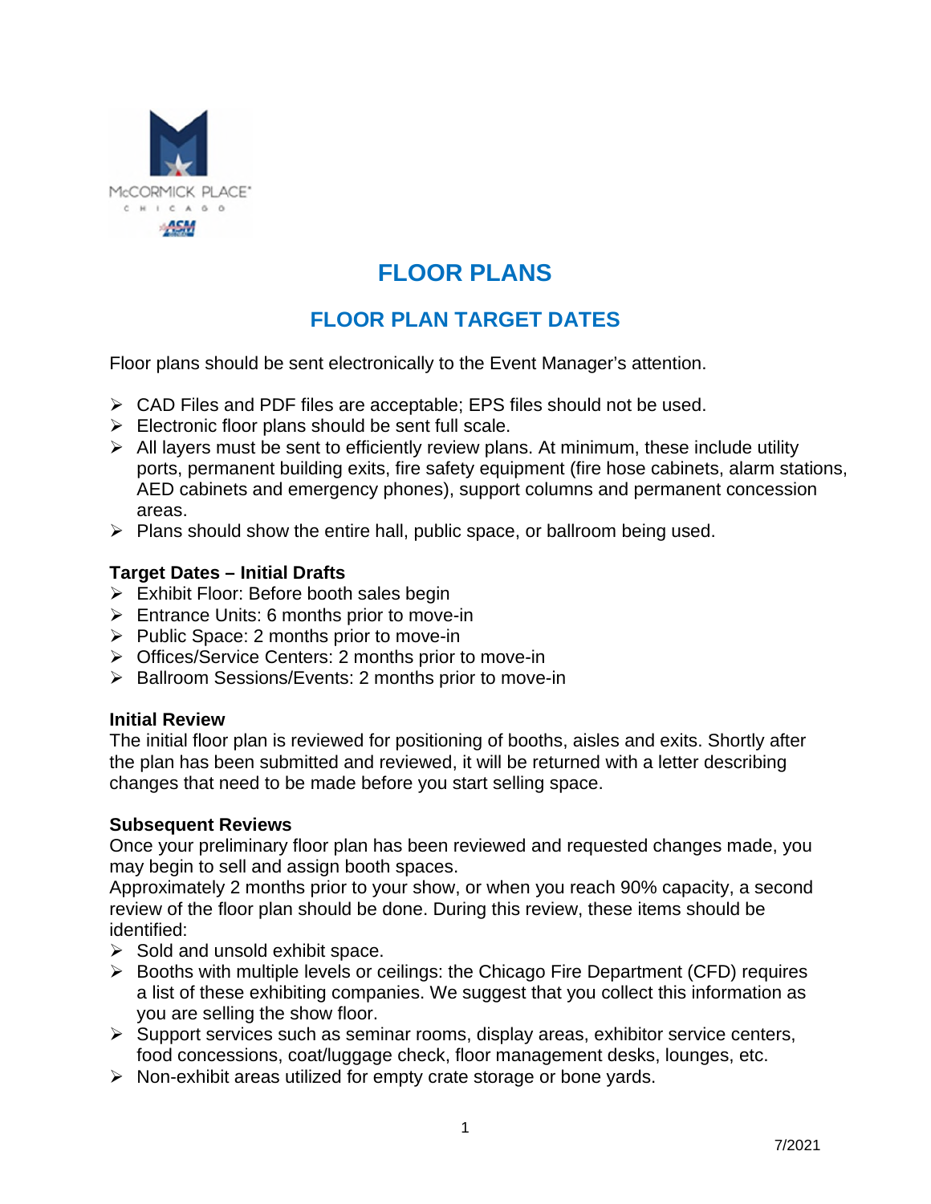# FLOOR PLANS

## FLOOR PLAN TARGET DATES

Floor plans should be sent electronically to the Event Manager's attention.

- CAD Files and PDF files are acceptable; EPS files should not be used.
- Electronic floor plans should be sent full scale.
- All layers must be sent to efficiently review plans. At minimum, these include utility ports, permanent building exits, fire safety equipment (fire hose cabinets, alarm stations, AED cabinets and emergency phones), support columns and permanent concession areas.
- Plans should show the entire hall, public space, or ballroom being used.

**Target Dates – Initial Drafts**

- Exhibit Floor: Before booth sales begin
- Entrance Units: 6 months prior to move-in
- Public Space: 2 months prior to move-in
- Offices/Service Centers: 2 months prior to move-in
- Ballroom Sessions/Events: 2 months prior to move-in

**Initial Review**

The initial floor plan is reviewed for positioning of booths, aisles and exits. Shortly after the plan has been submitted and reviewed, it will be returned with a letter describing changes that need to be made before you start selling space.

**Subsequent Reviews**

Once your preliminary floor plan has been reviewed and requested changes made, you may begin to sell and assign booth spaces.

Approximately 2 months prior to your show, or when you reach 90% capacity, a second review of the floor plan should be done. During this review, these items should be identified:

- Sold and unsold exhibit space.
- Booths with multiple levels or ceilings: the Chicago Fire Department (CFD) requires a list of these exhibiting companies. We suggest that you collect this information as you are selling the show floor.
- Support services such as seminar rooms, display areas, exhibitor service centers, food concessions, coat/luggage check, floor management desks, lounges, etc.
- Non-exhibit areas utilized for empty crate storage or bone yards.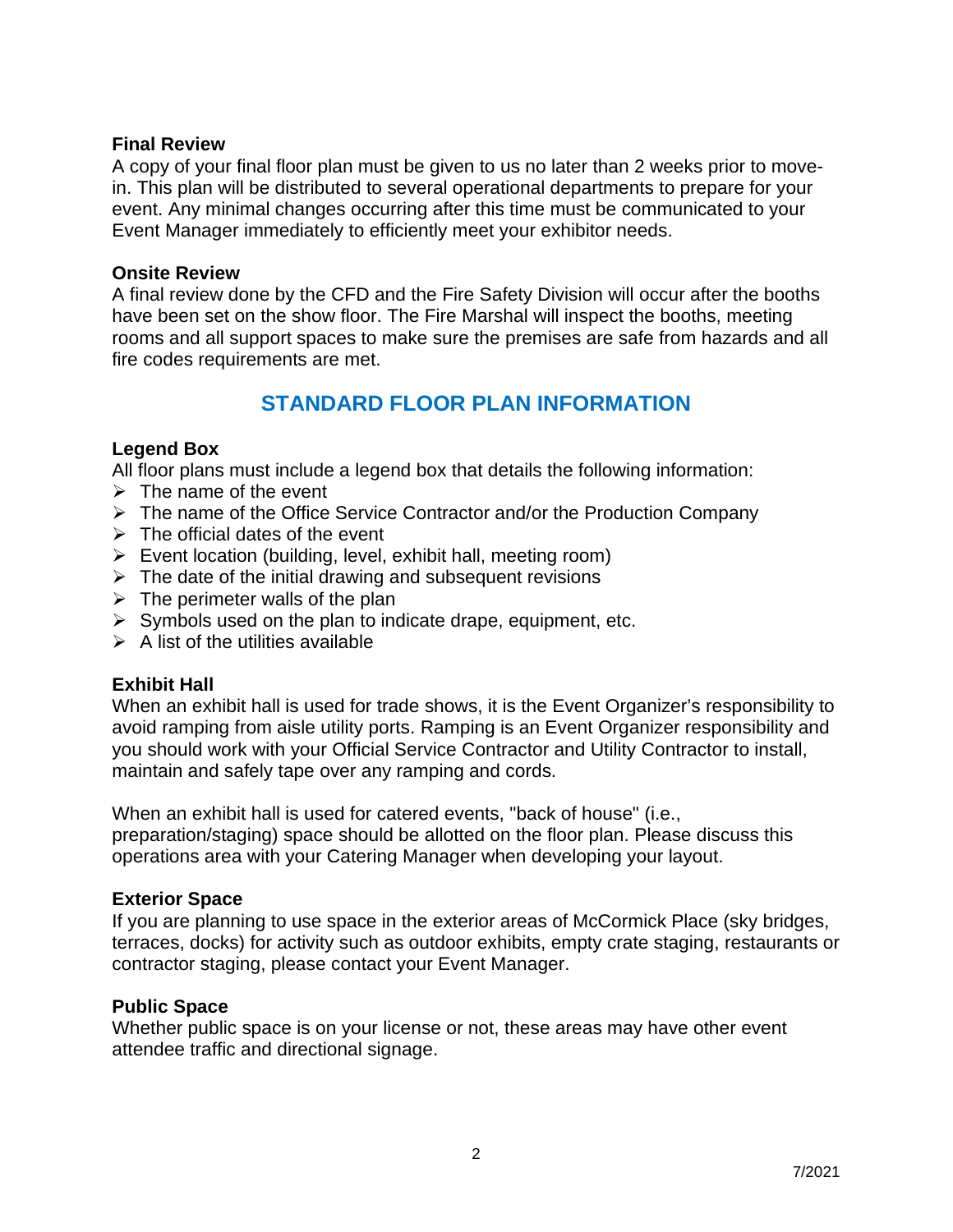**Final Review**

A copy of your final floor plan must be given to us no later than 2 weeks prior to move-in. This plan will be distributed to several operational departments to prepare for your event. Any minimal changes occurring after this time must be communicated to your Event Manager immediately to efficiently meet your exhibitor needs.

**Onsite Review**

A final review done by the CFD and the Fire Safety Division will occur after the booths have been set on the show floor. The Fire Marshal will inspect the booths, meeting rooms and all support spaces to make sure the premises are safe from hazards and all fire codes requirements are met.

## STANDARD FLOOR PLAN INFORMATION

**Legend Box**

All floor plans must include a legend box that details the following information:

- The name of the event
- The name of the Office Service Contractor and/or the Production Company
- The official dates of the event
- Event location (building, level, exhibit hall, meeting room)
- The date of the initial drawing and subsequent revisions
- The perimeter walls of the plan
- Symbols used on the plan to indicate drape, equipment, etc.
- A list of the utilities available

**Exhibit Hall**

When an exhibit hall is used for trade shows, it is the Event Organizer's responsibility to avoid ramping from aisle utility ports. Ramping is an Event Organizer responsibility and you should work with your Official Service Contractor and Utility Contractor to install, maintain and safely tape over any ramping and cords.

When an exhibit hall is used for catered events, "back of house" (i.e., preparation/staging) space should be allotted on the floor plan. Please discuss this operations area with your Catering Manager when developing your layout.

**Exterior Space**

If you are planning to use space in the exterior areas of McCormick Place (sky bridges, terraces, docks) for activity such as outdoor exhibits, empty crate staging, restaurants or contractor staging, please contact your Event Manager.

**Public Space**

Whether public space is on your license or not, these areas may have other event attendee traffic and directional signage.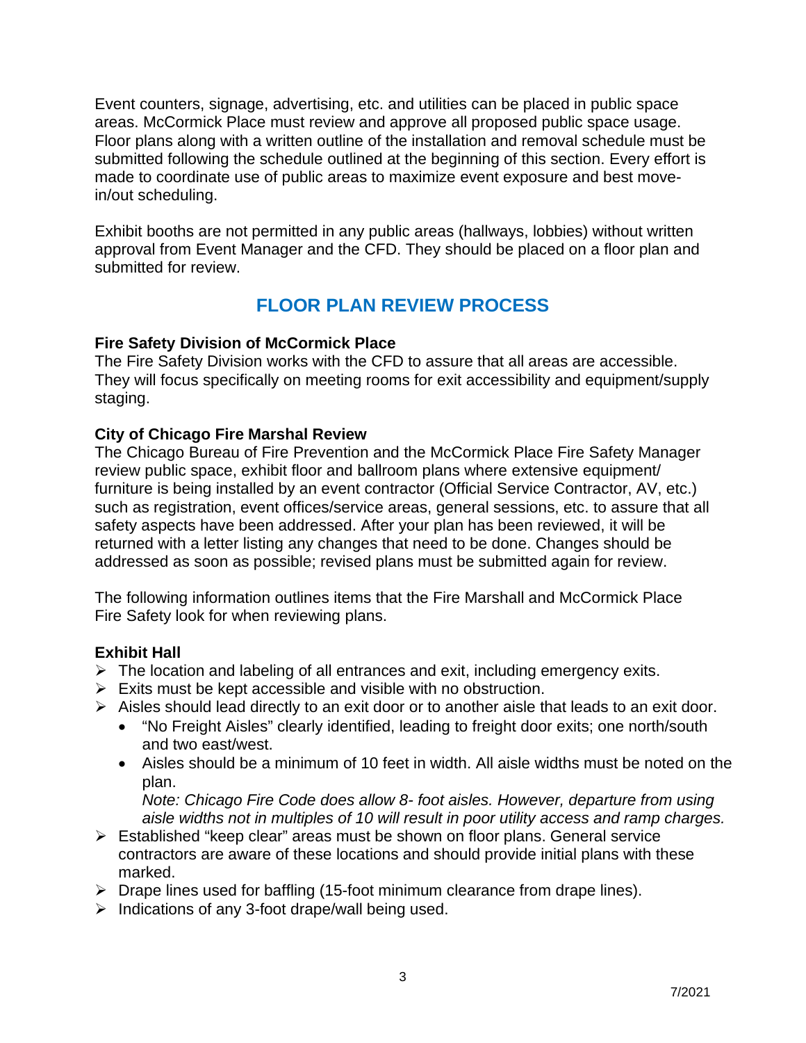Event counters, signage, advertising, etc. and utilities can be placed in public space areas. McCormick Place must review and approve all proposed public space usage. Floor plans along with a written outline of the installation and removal schedule must be submitted following the schedule outlined at the beginning of this section. Every effort is made to coordinate use of public areas to maximize event exposure and best move-in/out scheduling.

Exhibit booths are not permitted in any public areas (hallways, lobbies) without written approval from Event Manager and the CFD. They should be placed on a floor plan and submitted for review.

## FLOOR PLAN REVIEW PROCESS

**Fire Safety Division of McCormick Place**
The Fire Safety Division works with the CFD to assure that all areas are accessible. They will focus specifically on meeting rooms for exit accessibility and equipment/supply staging.

**City of Chicago Fire Marshal Review**
The Chicago Bureau of Fire Prevention and the McCormick Place Fire Safety Manager review public space, exhibit floor and ballroom plans where extensive equipment/ furniture is being installed by an event contractor (Official Service Contractor, AV, etc.) such as registration, event offices/service areas, general sessions, etc. to assure that all safety aspects have been addressed. After your plan has been reviewed, it will be returned with a letter listing any changes that need to be done. Changes should be addressed as soon as possible; revised plans must be submitted again for review.

The following information outlines items that the Fire Marshall and McCormick Place Fire Safety look for when reviewing plans.

**Exhibit Hall**

- The location and labeling of all entrances and exit, including emergency exits.
- Exits must be kept accessible and visible with no obstruction.
- Aisles should lead directly to an exit door or to another aisle that leads to an exit door.
  - "No Freight Aisles" clearly identified, leading to freight door exits; one north/south and two east/west.
  - Aisles should be a minimum of 10 feet in width. All aisle widths must be noted on the plan.
    *Note: Chicago Fire Code does allow 8- foot aisles. However, departure from using aisle widths not in multiples of 10 will result in poor utility access and ramp charges.*
- Established "keep clear" areas must be shown on floor plans. General service contractors are aware of these locations and should provide initial plans with these marked.
- Drape lines used for baffling (15-foot minimum clearance from drape lines).
- Indications of any 3-foot drape/wall being used.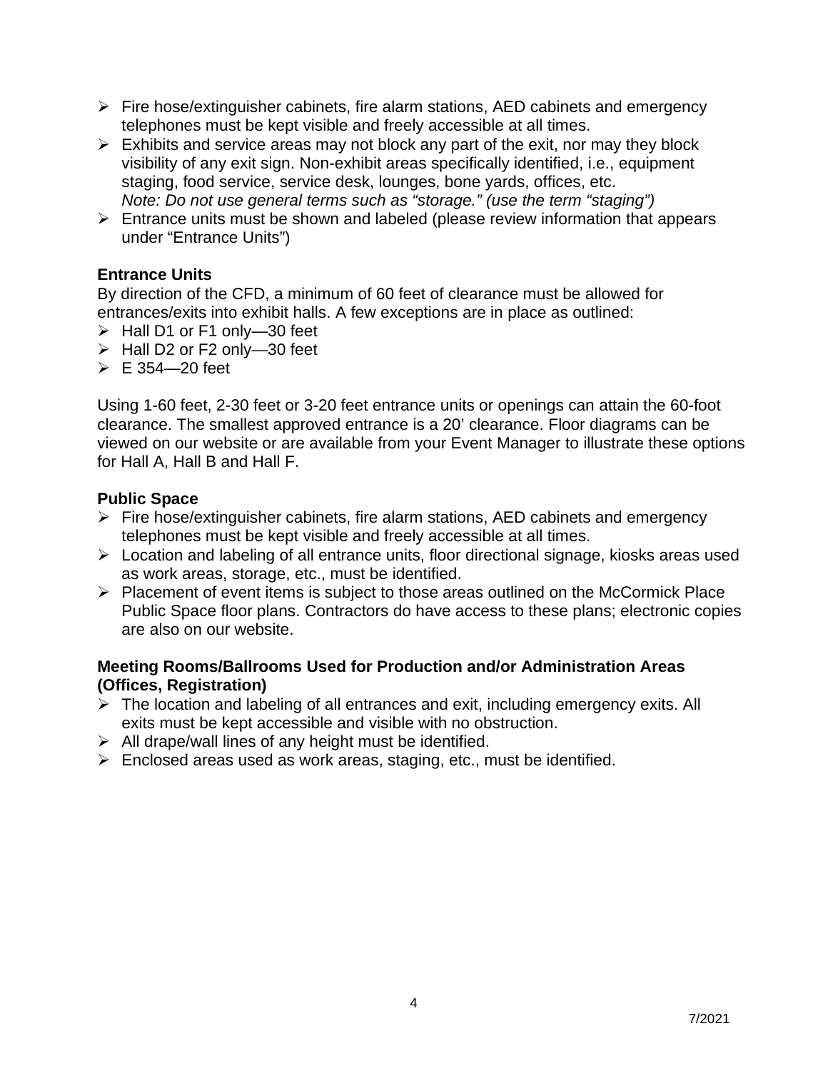- Fire hose/extinguisher cabinets, fire alarm stations, AED cabinets and emergency telephones must be kept visible and freely accessible at all times.
- Exhibits and service areas may not block any part of the exit, nor may they block visibility of any exit sign. Non-exhibit areas specifically identified, i.e., equipment staging, food service, service desk, lounges, bone yards, offices, etc.
  *Note: Do not use general terms such as "storage." (use the term "staging")*
- Entrance units must be shown and labeled (please review information that appears under "Entrance Units")

**Entrance Units**

By direction of the CFD, a minimum of 60 feet of clearance must be allowed for entrances/exits into exhibit halls. A few exceptions are in place as outlined:

- Hall D1 or F1 only—30 feet
- Hall D2 or F2 only—30 feet
- E 354—20 feet

Using 1-60 feet, 2-30 feet or 3-20 feet entrance units or openings can attain the 60-foot clearance. The smallest approved entrance is a 20' clearance. Floor diagrams can be viewed on our website or are available from your Event Manager to illustrate these options for Hall A, Hall B and Hall F.

**Public Space**

- Fire hose/extinguisher cabinets, fire alarm stations, AED cabinets and emergency telephones must be kept visible and freely accessible at all times.
- Location and labeling of all entrance units, floor directional signage, kiosks areas used as work areas, storage, etc., must be identified.
- Placement of event items is subject to those areas outlined on the McCormick Place Public Space floor plans. Contractors do have access to these plans; electronic copies are also on our website.

**Meeting Rooms/Ballrooms Used for Production and/or Administration Areas (Offices, Registration)**

- The location and labeling of all entrances and exit, including emergency exits. All exits must be kept accessible and visible with no obstruction.
- All drape/wall lines of any height must be identified.
- Enclosed areas used as work areas, staging, etc., must be identified.